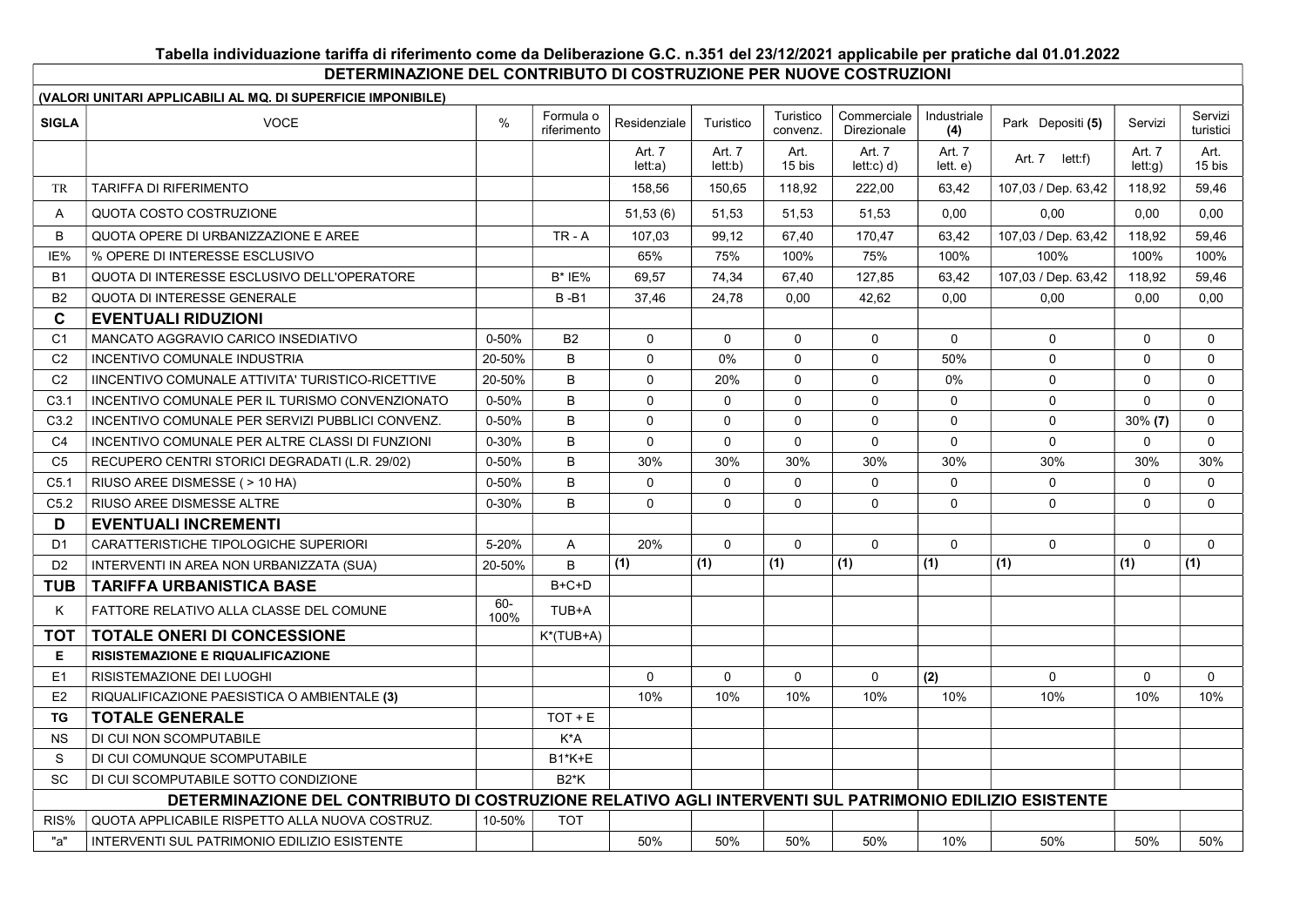## Tabella individuazione tariffa di riferimento come da Deliberazione G.C. n.351 del 23/12/2021 applicabile per pratiche dal 01.01.2022

### DETERMINAZIONE DEL CONTRIBUTO DI COSTRUZIONE PER NUOVE COSTRUZIONI

**(VALORI UNITARI APPLICABILI AL MQ. DI SUPERFICIE IMPONIBILE)**

| SIGLA | VOCE | % | Formula o riferimento | Residenziale | Turistico | Turistico convenz. | Commerciale Direzionale | Industriale **(4)** | Park Depositi **(5)** | Servizi | Servizi turistici |
|---|---|---|---|---|---|---|---|---|---|---|---|
| | | | | Art. 7 lett:a) | Art. 7 lett:b) | Art. 15 bis | Art. 7 lett:c) d) | Art. 7 lett. e) | Art. 7 lett:f) | Art. 7 lett:g) | Art. 15 bis |
| TR | TARIFFA DI RIFERIMENTO | | | 158,56 | 150,65 | 118,92 | 222,00 | 63,42 | 107,03 / Dep. 63,42 | 118,92 | 59,46 |
| A | QUOTA COSTO COSTRUZIONE | | | 51,53 (6) | 51,53 | 51,53 | 51,53 | 0,00 | 0,00 | 0,00 | 0,00 |
| B | QUOTA OPERE DI URBANIZZAZIONE E AREE | | TR - A | 107,03 | 99,12 | 67,40 | 170,47 | 63,42 | 107,03 / Dep. 63,42 | 118,92 | 59,46 |
| IE% | % OPERE DI INTERESSE ESCLUSIVO | | | 65% | 75% | 100% | 75% | 100% | 100% | 100% | 100% |
| B1 | QUOTA DI INTERESSE ESCLUSIVO DELL'OPERATORE | | B* IE% | 69,57 | 74,34 | 67,40 | 127,85 | 63,42 | 107,03 / Dep. 63,42 | 118,92 | 59,46 |
| B2 | QUOTA DI INTERESSE GENERALE | | B -B1 | 37,46 | 24,78 | 0,00 | 42,62 | 0,00 | 0,00 | 0,00 | 0,00 |
| **C** | **EVENTUALI RIDUZIONI** | | | | | | | | | | |
| C1 | MANCATO AGGRAVIO CARICO INSEDIATIVO | 0-50% | B2 | 0 | 0 | 0 | 0 | 0 | 0 | 0 | 0 |
| C2 | INCENTIVO COMUNALE INDUSTRIA | 20-50% | B | 0 | 0% | 0 | 0 | 50% | 0 | 0 | 0 |
| C2 | IINCENTIVO COMUNALE ATTIVITA' TURISTICO-RICETTIVE | 20-50% | B | 0 | 20% | 0 | 0 | 0% | 0 | 0 | 0 |
| C3.1 | INCENTIVO COMUNALE PER IL TURISMO CONVENZIONATO | 0-50% | B | 0 | 0 | 0 | 0 | 0 | 0 | 0 | 0 |
| C3.2 | INCENTIVO COMUNALE PER SERVIZI PUBBLICI CONVENZ. | 0-50% | B | 0 | 0 | 0 | 0 | 0 | 0 | 30% **(7)** | 0 |
| C4 | INCENTIVO COMUNALE PER ALTRE CLASSI DI FUNZIONI | 0-30% | B | 0 | 0 | 0 | 0 | 0 | 0 | 0 | 0 |
| C5 | RECUPERO CENTRI STORICI DEGRADATI (L.R. 29/02) | 0-50% | B | 30% | 30% | 30% | 30% | 30% | 30% | 30% | 30% |
| C5.1 | RIUSO AREE DISMESSE ( > 10 HA) | 0-50% | B | 0 | 0 | 0 | 0 | 0 | 0 | 0 | 0 |
| C5.2 | RIUSO AREE DISMESSE ALTRE | 0-30% | B | 0 | 0 | 0 | 0 | 0 | 0 | 0 | 0 |
| **D** | **EVENTUALI INCREMENTI** | | | | | | | | | | |
| D1 | CARATTERISTICHE TIPOLOGICHE SUPERIORI | 5-20% | A | 20% | 0 | 0 | 0 | 0 | 0 | 0 | 0 |
| D2 | INTERVENTI IN AREA NON URBANIZZATA (SUA) | 20-50% | B | **(1)** | **(1)** | **(1)** | **(1)** | **(1)** | **(1)** | **(1)** | **(1)** |
| **TUB** | **TARIFFA URBANISTICA BASE** | | B+C+D | | | | | | | | |
| K | FATTORE RELATIVO ALLA CLASSE DEL COMUNE | 60-100% | TUB+A | | | | | | | | |
| **TOT** | **TOTALE ONERI DI CONCESSIONE** | | K*(TUB+A) | | | | | | | | |
| **E** | **RISISTEMAZIONE E RIQUALIFICAZIONE** | | | | | | | | | | |
| E1 | RISISTEMAZIONE DEI LUOGHI | | | 0 | 0 | 0 | 0 | **(2)** | 0 | 0 | 0 |
| E2 | RIQUALIFICAZIONE PAESISTICA O AMBIENTALE **(3)** | | | 10% | 10% | 10% | 10% | 10% | 10% | 10% | 10% |
| **TG** | **TOTALE GENERALE** | | TOT + E | | | | | | | | |
| NS | DI CUI NON SCOMPUTABILE | | K*A | | | | | | | | |
| S | DI CUI COMUNQUE SCOMPUTABILE | | B1*K+E | | | | | | | | |
| SC | DI CUI SCOMPUTABILE SOTTO CONDIZIONE | | B2*K | | | | | | | | |
| | **DETERMINAZIONE DEL CONTRIBUTO DI COSTRUZIONE RELATIVO AGLI INTERVENTI SUL PATRIMONIO EDILIZIO ESISTENTE** | | | | | | | | | | |
| RIS% | QUOTA APPLICABILE RISPETTO ALLA NUOVA COSTRUZ. | 10-50% | TOT | | | | | | | | |
| "a" | INTERVENTI SUL PATRIMONIO EDILIZIO ESISTENTE | | | 50% | 50% | 50% | 50% | 10% | 50% | 50% | 50% |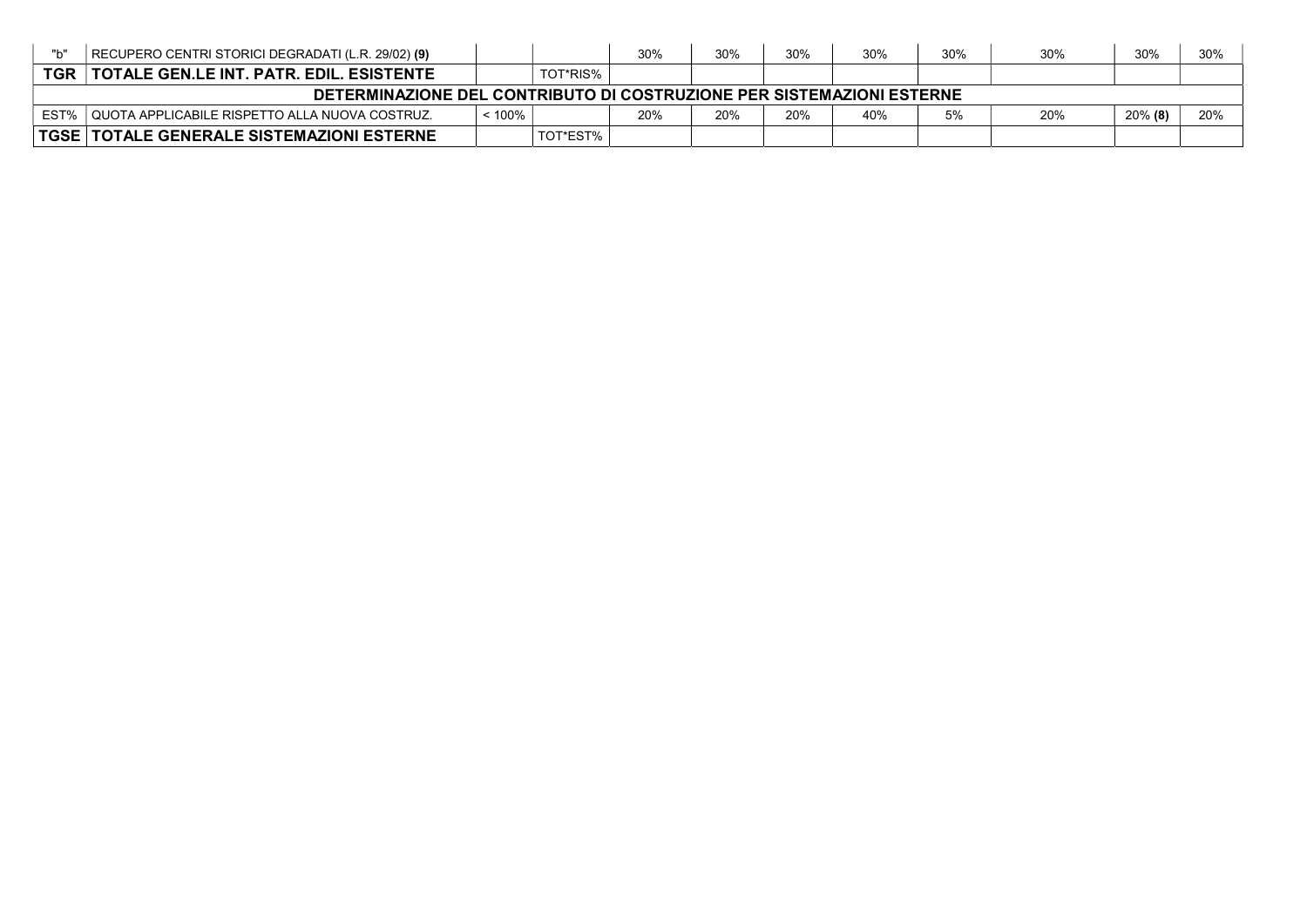| | | | | | | | | | | | |
|---|---|---|---|---|---|---|---|---|---|---|---|
| "b" | RECUPERO CENTRI STORICI DEGRADATI (L.R. 29/02) **(9)** | | | 30% | 30% | 30% | 30% | 30% | 30% | 30% | 30% |
| **TGR** | **TOTALE GEN.LE INT. PATR. EDIL. ESISTENTE** | | TOT*RIS% | | | | | | | | |
| **DETERMINAZIONE DEL CONTRIBUTO DI COSTRUZIONE PER SISTEMAZIONI ESTERNE** | | | | | | | | | | | |
| EST% | QUOTA APPLICABILE RISPETTO ALLA NUOVA COSTRUZ. | < 100% | | 20% | 20% | 20% | 40% | 5% | 20% | 20% **(8)** | 20% |
| **TGSE** | **TOTALE GENERALE SISTEMAZIONI ESTERNE** | | TOT*EST% | | | | | | | | |